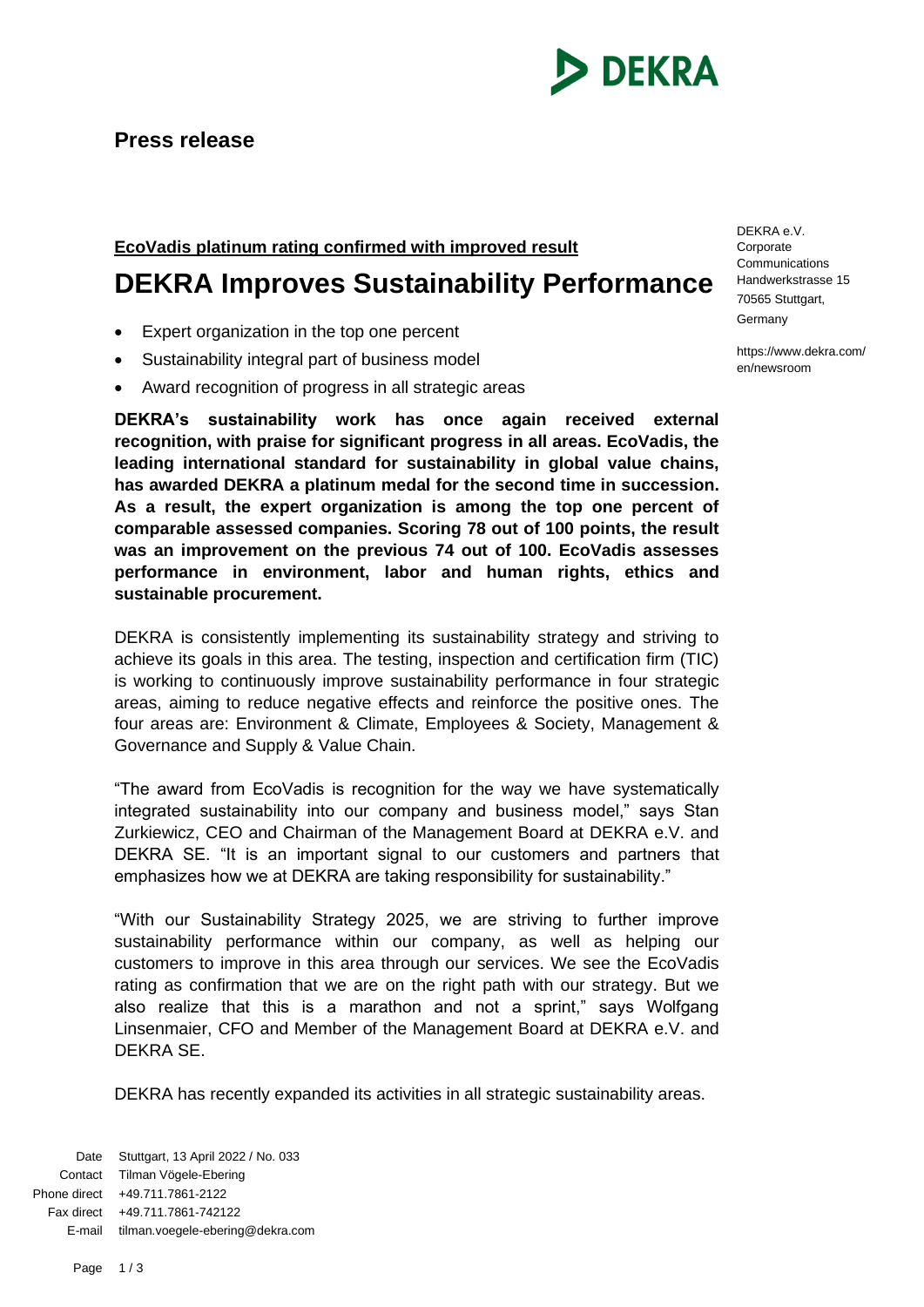Press release

DEKRA e.V.
Corporate Communications
Handwerkstrasse 15
70565 Stuttgart, Germany

https://www.dekra.com/en/newsroom

**EcoVadis platinum rating confirmed with improved result**

# DEKRA Improves Sustainability Performance

- Expert organization in the top one percent
- Sustainability integral part of business model
- Award recognition of progress in all strategic areas

**DEKRA's sustainability work has once again received external recognition, with praise for significant progress in all areas. EcoVadis, the leading international standard for sustainability in global value chains, has awarded DEKRA a platinum medal for the second time in succession. As a result, the expert organization is among the top one percent of comparable assessed companies. Scoring 78 out of 100 points, the result was an improvement on the previous 74 out of 100. EcoVadis assesses performance in environment, labor and human rights, ethics and sustainable procurement.**

DEKRA is consistently implementing its sustainability strategy and striving to achieve its goals in this area. The testing, inspection and certification firm (TIC) is working to continuously improve sustainability performance in four strategic areas, aiming to reduce negative effects and reinforce the positive ones. The four areas are: Environment & Climate, Employees & Society, Management & Governance and Supply & Value Chain.

"The award from EcoVadis is recognition for the way we have systematically integrated sustainability into our company and business model," says Stan Zurkiewicz, CEO and Chairman of the Management Board at DEKRA e.V. and DEKRA SE. "It is an important signal to our customers and partners that emphasizes how we at DEKRA are taking responsibility for sustainability."

"With our Sustainability Strategy 2025, we are striving to further improve sustainability performance within our company, as well as helping our customers to improve in this area through our services. We see the EcoVadis rating as confirmation that we are on the right path with our strategy. But we also realize that this is a marathon and not a sprint," says Wolfgang Linsenmaier, CFO and Member of the Management Board at DEKRA e.V. and DEKRA SE.

DEKRA has recently expanded its activities in all strategic sustainability areas.

Date: Stuttgart, 13 April 2022 / No. 033
Contact: Tilman Vögele-Ebering
Phone direct: +49.711.7861-2122
Fax direct: +49.711.7861-742122
E-mail: tilman.voegele-ebering@dekra.com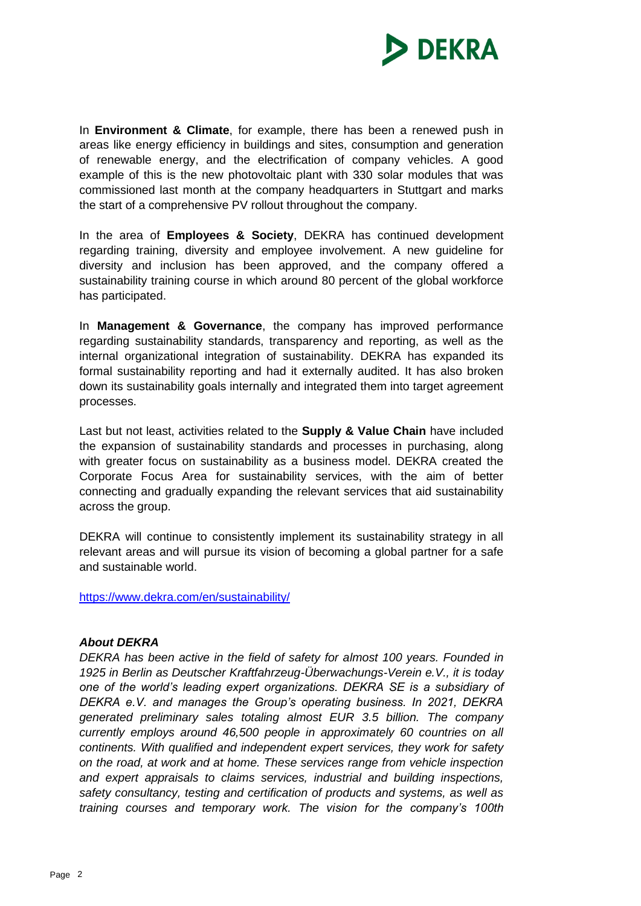In **Environment & Climate**, for example, there has been a renewed push in areas like energy efficiency in buildings and sites, consumption and generation of renewable energy, and the electrification of company vehicles. A good example of this is the new photovoltaic plant with 330 solar modules that was commissioned last month at the company headquarters in Stuttgart and marks the start of a comprehensive PV rollout throughout the company.

In the area of **Employees & Society**, DEKRA has continued development regarding training, diversity and employee involvement. A new guideline for diversity and inclusion has been approved, and the company offered a sustainability training course in which around 80 percent of the global workforce has participated.

In **Management & Governance**, the company has improved performance regarding sustainability standards, transparency and reporting, as well as the internal organizational integration of sustainability. DEKRA has expanded its formal sustainability reporting and had it externally audited. It has also broken down its sustainability goals internally and integrated them into target agreement processes.

Last but not least, activities related to the **Supply & Value Chain** have included the expansion of sustainability standards and processes in purchasing, along with greater focus on sustainability as a business model. DEKRA created the Corporate Focus Area for sustainability services, with the aim of better connecting and gradually expanding the relevant services that aid sustainability across the group.

DEKRA will continue to consistently implement its sustainability strategy in all relevant areas and will pursue its vision of becoming a global partner for a safe and sustainable world.

https://www.dekra.com/en/sustainability/

***About DEKRA***

*DEKRA has been active in the field of safety for almost 100 years. Founded in 1925 in Berlin as Deutscher Kraftfahrzeug-Überwachungs-Verein e.V., it is today one of the world's leading expert organizations. DEKRA SE is a subsidiary of DEKRA e.V. and manages the Group's operating business. In 2021, DEKRA generated preliminary sales totaling almost EUR 3.5 billion. The company currently employs around 46,500 people in approximately 60 countries on all continents. With qualified and independent expert services, they work for safety on the road, at work and at home. These services range from vehicle inspection and expert appraisals to claims services, industrial and building inspections, safety consultancy, testing and certification of products and systems, as well as training courses and temporary work. The vision for the company's 100th*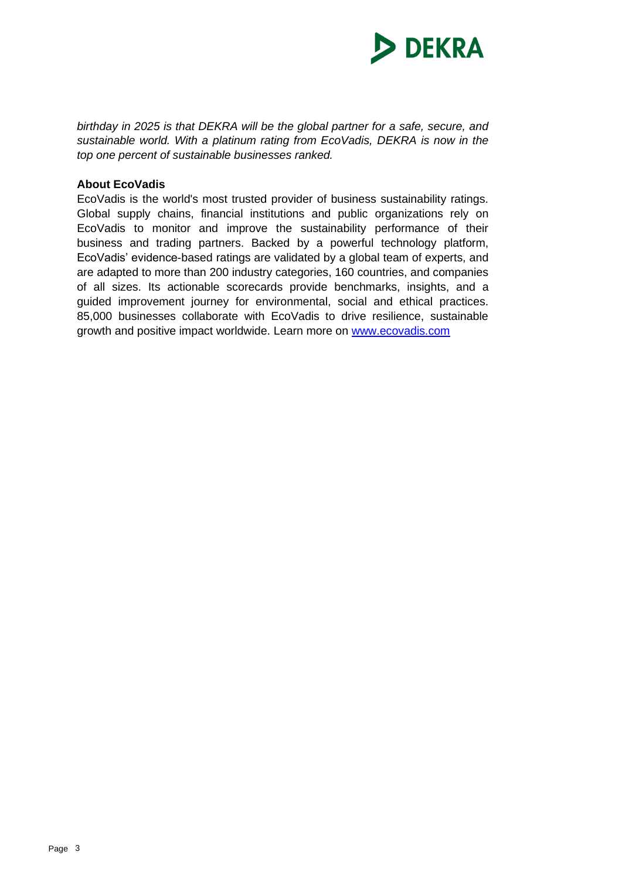*birthday in 2025 is that DEKRA will be the global partner for a safe, secure, and sustainable world. With a platinum rating from EcoVadis, DEKRA is now in the top one percent of sustainable businesses ranked.*

**About EcoVadis**

EcoVadis is the world's most trusted provider of business sustainability ratings. Global supply chains, financial institutions and public organizations rely on EcoVadis to monitor and improve the sustainability performance of their business and trading partners. Backed by a powerful technology platform, EcoVadis' evidence-based ratings are validated by a global team of experts, and are adapted to more than 200 industry categories, 160 countries, and companies of all sizes. Its actionable scorecards provide benchmarks, insights, and a guided improvement journey for environmental, social and ethical practices. 85,000 businesses collaborate with EcoVadis to drive resilience, sustainable growth and positive impact worldwide. Learn more on [www.ecovadis.com](http://www.ecovadis.com)